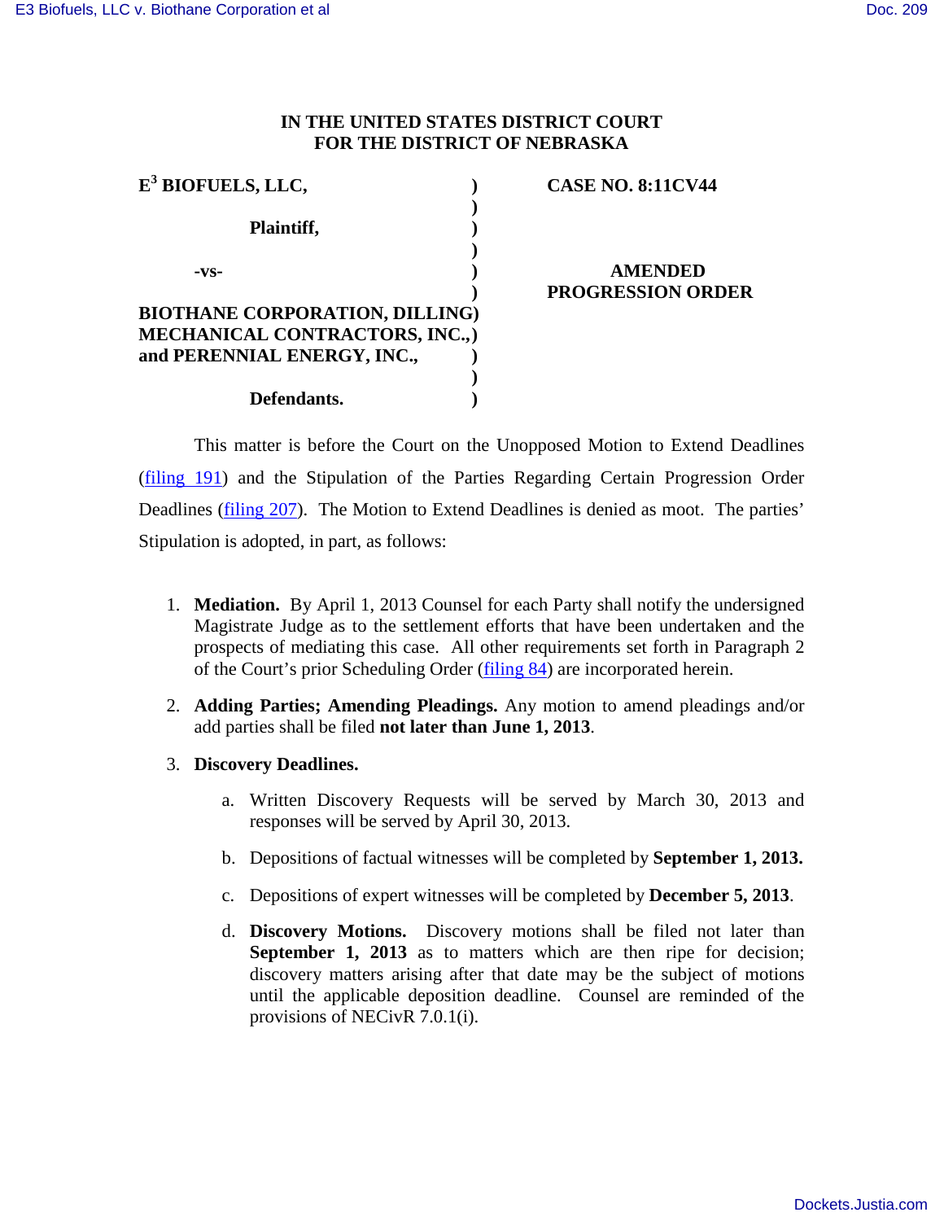# IN THE UNITED STATES DISTRICT COURT FOR THE DISTRICT OF NEBRASKA

| | |
|---|---|
| **E[3] BIOFUELS, LLC,** | **CASE NO. 8:11CV44** |
| **Plaintiff,** | |
| **-vs-** | **AMENDED PROGRESSION ORDER** |
| **BIOTHANE CORPORATION, DILLING MECHANICAL CONTRACTORS, INC., and PERENNIAL ENERGY, INC.,** | |
| **Defendants.** | |

This matter is before the Court on the Unopposed Motion to Extend Deadlines (filing 191) and the Stipulation of the Parties Regarding Certain Progression Order Deadlines (filing 207). The Motion to Extend Deadlines is denied as moot. The parties' Stipulation is adopted, in part, as follows:

1. **Mediation.** By April 1, 2013 Counsel for each Party shall notify the undersigned Magistrate Judge as to the settlement efforts that have been undertaken and the prospects of mediating this case. All other requirements set forth in Paragraph 2 of the Court's prior Scheduling Order (filing 84) are incorporated herein.

2. **Adding Parties; Amending Pleadings.** Any motion to amend pleadings and/or add parties shall be filed **not later than June 1, 2013**.

3. **Discovery Deadlines.**

   a. Written Discovery Requests will be served by March 30, 2013 and responses will be served by April 30, 2013.

   b. Depositions of factual witnesses will be completed by **September 1, 2013.**

   c. Depositions of expert witnesses will be completed by **December 5, 2013**.

   d. **Discovery Motions.** Discovery motions shall be filed not later than **September 1, 2013** as to matters which are then ripe for decision; discovery matters arising after that date may be the subject of motions until the applicable deposition deadline. Counsel are reminded of the provisions of NECivR 7.0.1(i).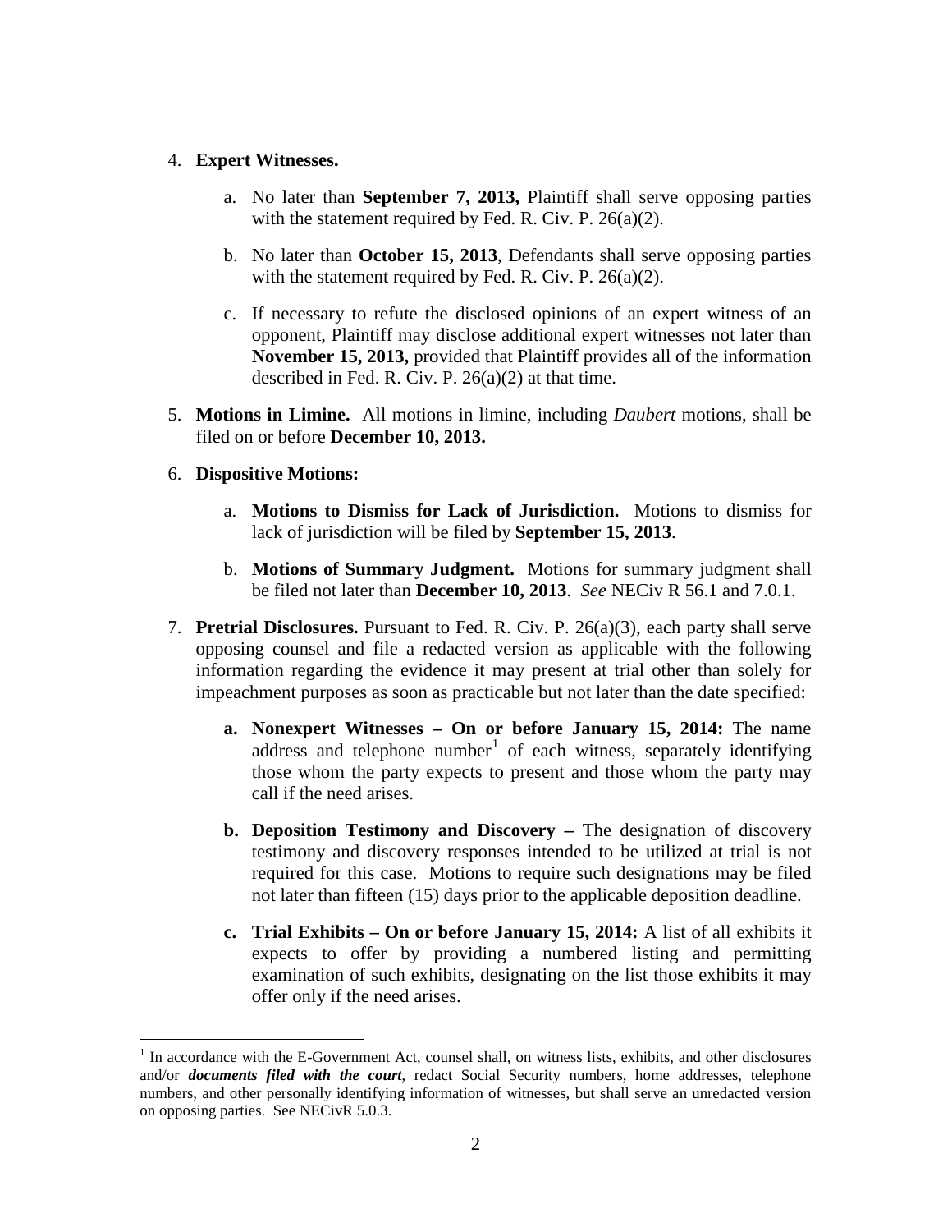4. **Expert Witnesses.**

    a. No later than **September 7, 2013,** Plaintiff shall serve opposing parties with the statement required by Fed. R. Civ. P. 26(a)(2).

    b. No later than **October 15, 2013**, Defendants shall serve opposing parties with the statement required by Fed. R. Civ. P. 26(a)(2).

    c. If necessary to refute the disclosed opinions of an expert witness of an opponent, Plaintiff may disclose additional expert witnesses not later than **November 15, 2013,** provided that Plaintiff provides all of the information described in Fed. R. Civ. P. 26(a)(2) at that time.

5. **Motions in Limine.** All motions in limine, including *Daubert* motions, shall be filed on or before **December 10, 2013.**

6. **Dispositive Motions:**

    a. **Motions to Dismiss for Lack of Jurisdiction.** Motions to dismiss for lack of jurisdiction will be filed by **September 15, 2013**.

    b. **Motions of Summary Judgment.** Motions for summary judgment shall be filed not later than **December 10, 2013**. *See* NECiv R 56.1 and 7.0.1.

7. **Pretrial Disclosures.** Pursuant to Fed. R. Civ. P. 26(a)(3), each party shall serve opposing counsel and file a redacted version as applicable with the following information regarding the evidence it may present at trial other than solely for impeachment purposes as soon as practicable but not later than the date specified:

    **a. Nonexpert Witnesses – On or before January 15, 2014:** The name address and telephone number[1] of each witness, separately identifying those whom the party expects to present and those whom the party may call if the need arises.

    **b. Deposition Testimony and Discovery –** The designation of discovery testimony and discovery responses intended to be utilized at trial is not required for this case. Motions to require such designations may be filed not later than fifteen (15) days prior to the applicable deposition deadline.

    **c. Trial Exhibits – On or before January 15, 2014:** A list of all exhibits it expects to offer by providing a numbered listing and permitting examination of such exhibits, designating on the list those exhibits it may offer only if the need arises.

---

[1] In accordance with the E-Government Act, counsel shall, on witness lists, exhibits, and other disclosures and/or ***documents filed with the court***, redact Social Security numbers, home addresses, telephone numbers, and other personally identifying information of witnesses, but shall serve an unredacted version on opposing parties. See NECivR 5.0.3.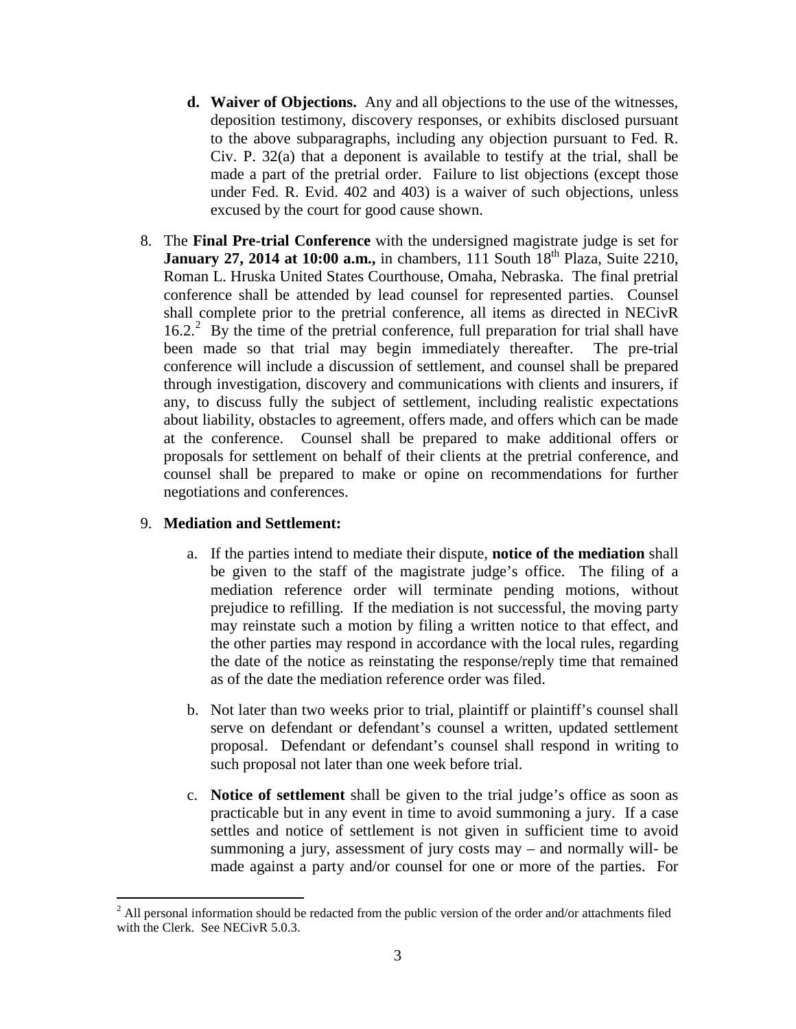d. **Waiver of Objections.** Any and all objections to the use of the witnesses, deposition testimony, discovery responses, or exhibits disclosed pursuant to the above subparagraphs, including any objection pursuant to Fed. R. Civ. P. 32(a) that a deponent is available to testify at the trial, shall be made a part of the pretrial order. Failure to list objections (except those under Fed. R. Evid. 402 and 403) is a waiver of such objections, unless excused by the court for good cause shown.

8. The **Final Pre-trial Conference** with the undersigned magistrate judge is set for **January 27, 2014 at 10:00 a.m.,** in chambers, 111 South 18th Plaza, Suite 2210, Roman L. Hruska United States Courthouse, Omaha, Nebraska. The final pretrial conference shall be attended by lead counsel for represented parties. Counsel shall complete prior to the pretrial conference, all items as directed in NECivR 16.2.[2] By the time of the pretrial conference, full preparation for trial shall have been made so that trial may begin immediately thereafter. The pre-trial conference will include a discussion of settlement, and counsel shall be prepared through investigation, discovery and communications with clients and insurers, if any, to discuss fully the subject of settlement, including realistic expectations about liability, obstacles to agreement, offers made, and offers which can be made at the conference. Counsel shall be prepared to make additional offers or proposals for settlement on behalf of their clients at the pretrial conference, and counsel shall be prepared to make or opine on recommendations for further negotiations and conferences.

9. **Mediation and Settlement:**

   a. If the parties intend to mediate their dispute, **notice of the mediation** shall be given to the staff of the magistrate judge's office. The filing of a mediation reference order will terminate pending motions, without prejudice to refilling. If the mediation is not successful, the moving party may reinstate such a motion by filing a written notice to that effect, and the other parties may respond in accordance with the local rules, regarding the date of the notice as reinstating the response/reply time that remained as of the date the mediation reference order was filed.

   b. Not later than two weeks prior to trial, plaintiff or plaintiff's counsel shall serve on defendant or defendant's counsel a written, updated settlement proposal. Defendant or defendant's counsel shall respond in writing to such proposal not later than one week before trial.

   c. **Notice of settlement** shall be given to the trial judge's office as soon as practicable but in any event in time to avoid summoning a jury. If a case settles and notice of settlement is not given in sufficient time to avoid summoning a jury, assessment of jury costs may – and normally will- be made against a party and/or counsel for one or more of the parties. For

[2] All personal information should be redacted from the public version of the order and/or attachments filed with the Clerk. See NECivR 5.0.3.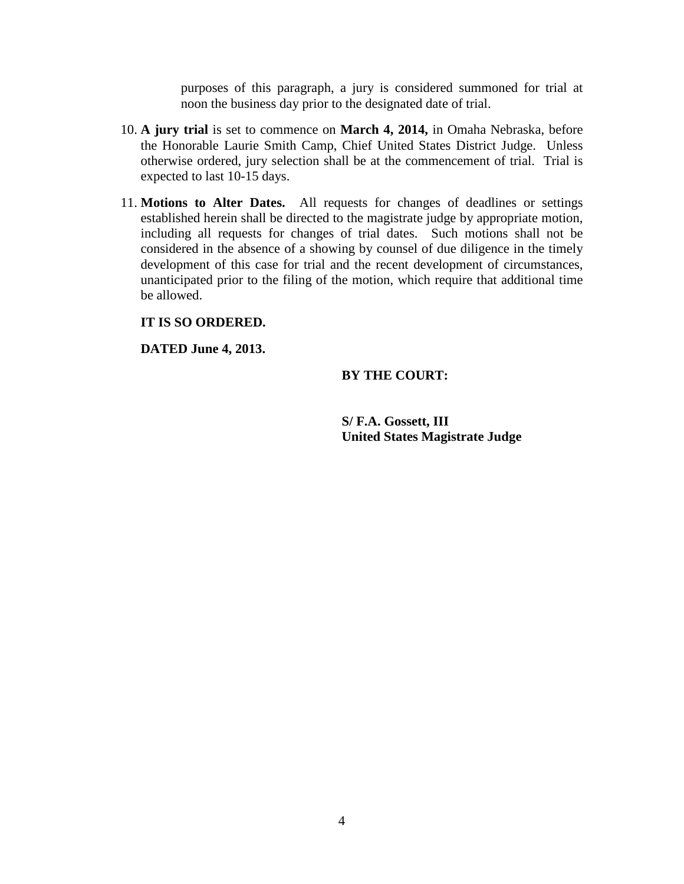purposes of this paragraph, a jury is considered summoned for trial at noon the business day prior to the designated date of trial.

10. **A jury trial** is set to commence on **March 4, 2014,** in Omaha Nebraska, before the Honorable Laurie Smith Camp, Chief United States District Judge. Unless otherwise ordered, jury selection shall be at the commencement of trial. Trial is expected to last 10-15 days.

11. **Motions to Alter Dates.** All requests for changes of deadlines or settings established herein shall be directed to the magistrate judge by appropriate motion, including all requests for changes of trial dates. Such motions shall not be considered in the absence of a showing by counsel of due diligence in the timely development of this case for trial and the recent development of circumstances, unanticipated prior to the filing of the motion, which require that additional time be allowed.

**IT IS SO ORDERED.**

**DATED June 4, 2013.**

**BY THE COURT:**

**S/ F.A. Gossett, III**
**United States Magistrate Judge**